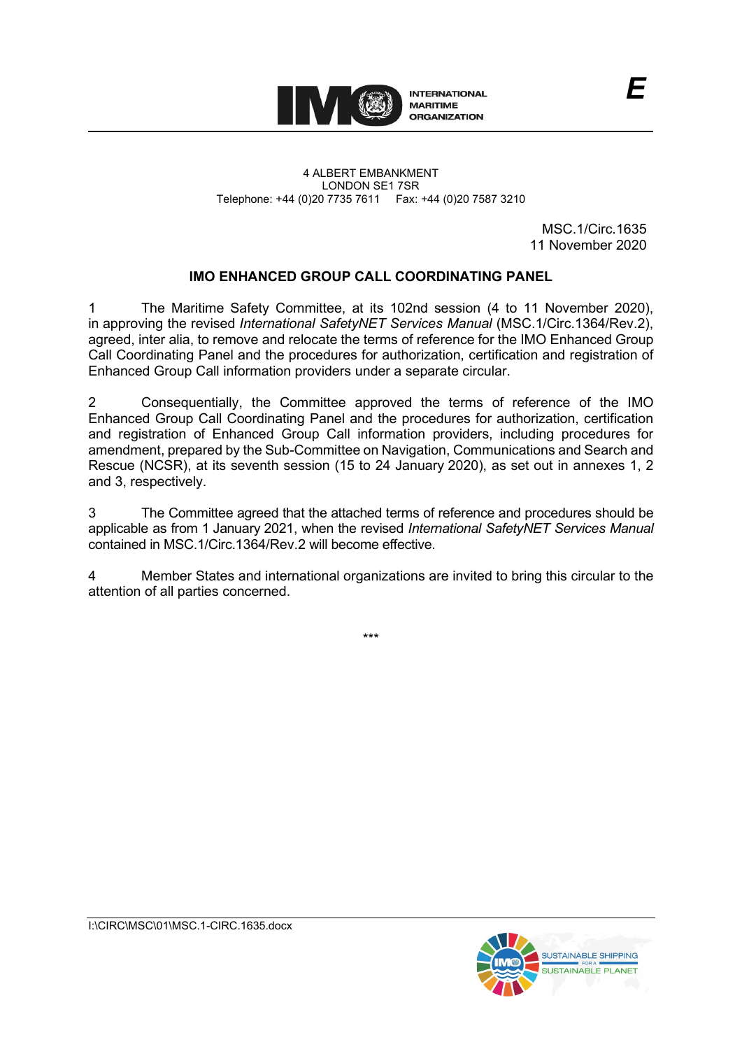4 ALBERT EMBANKMENT
LONDON SE1 7SR
Telephone: +44 (0)20 7735 7611 Fax: +44 (0)20 7587 3210

MSC.1/Circ.1635
11 November 2020

## IMO ENHANCED GROUP CALL COORDINATING PANEL

1 The Maritime Safety Committee, at its 102nd session (4 to 11 November 2020), in approving the revised *International SafetyNET Services Manual* (MSC.1/Circ.1364/Rev.2), agreed, inter alia, to remove and relocate the terms of reference for the IMO Enhanced Group Call Coordinating Panel and the procedures for authorization, certification and registration of Enhanced Group Call information providers under a separate circular.

2 Consequentially, the Committee approved the terms of reference of the IMO Enhanced Group Call Coordinating Panel and the procedures for authorization, certification and registration of Enhanced Group Call information providers, including procedures for amendment, prepared by the Sub-Committee on Navigation, Communications and Search and Rescue (NCSR), at its seventh session (15 to 24 January 2020), as set out in annexes 1, 2 and 3, respectively.

3 The Committee agreed that the attached terms of reference and procedures should be applicable as from 1 January 2021, when the revised *International SafetyNET Services Manual* contained in MSC.1/Circ.1364/Rev.2 will become effective.

4 Member States and international organizations are invited to bring this circular to the attention of all parties concerned.

\*\*\*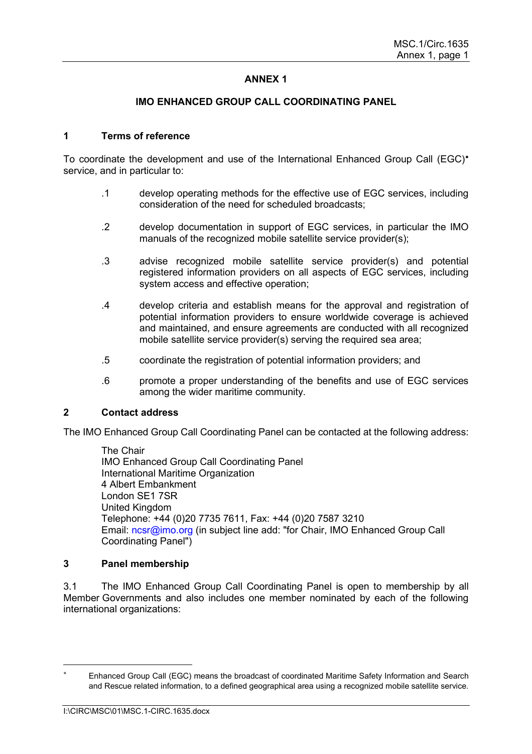# ANNEX 1

## IMO ENHANCED GROUP CALL COORDINATING PANEL

### 1 Terms of reference

To coordinate the development and use of the International Enhanced Group Call (EGC)* service, and in particular to:

.1 develop operating methods for the effective use of EGC services, including consideration of the need for scheduled broadcasts;

.2 develop documentation in support of EGC services, in particular the IMO manuals of the recognized mobile satellite service provider(s);

.3 advise recognized mobile satellite service provider(s) and potential registered information providers on all aspects of EGC services, including system access and effective operation;

.4 develop criteria and establish means for the approval and registration of potential information providers to ensure worldwide coverage is achieved and maintained, and ensure agreements are conducted with all recognized mobile satellite service provider(s) serving the required sea area;

.5 coordinate the registration of potential information providers; and

.6 promote a proper understanding of the benefits and use of EGC services among the wider maritime community.

### 2 Contact address

The IMO Enhanced Group Call Coordinating Panel can be contacted at the following address:

The Chair
IMO Enhanced Group Call Coordinating Panel
International Maritime Organization
4 Albert Embankment
London SE1 7SR
United Kingdom
Telephone: +44 (0)20 7735 7611, Fax: +44 (0)20 7587 3210
Email: ncsr@imo.org (in subject line add: "for Chair, IMO Enhanced Group Call Coordinating Panel")

### 3 Panel membership

3.1 The IMO Enhanced Group Call Coordinating Panel is open to membership by all Member Governments and also includes one member nominated by each of the following international organizations:

---

* Enhanced Group Call (EGC) means the broadcast of coordinated Maritime Safety Information and Search and Rescue related information, to a defined geographical area using a recognized mobile satellite service.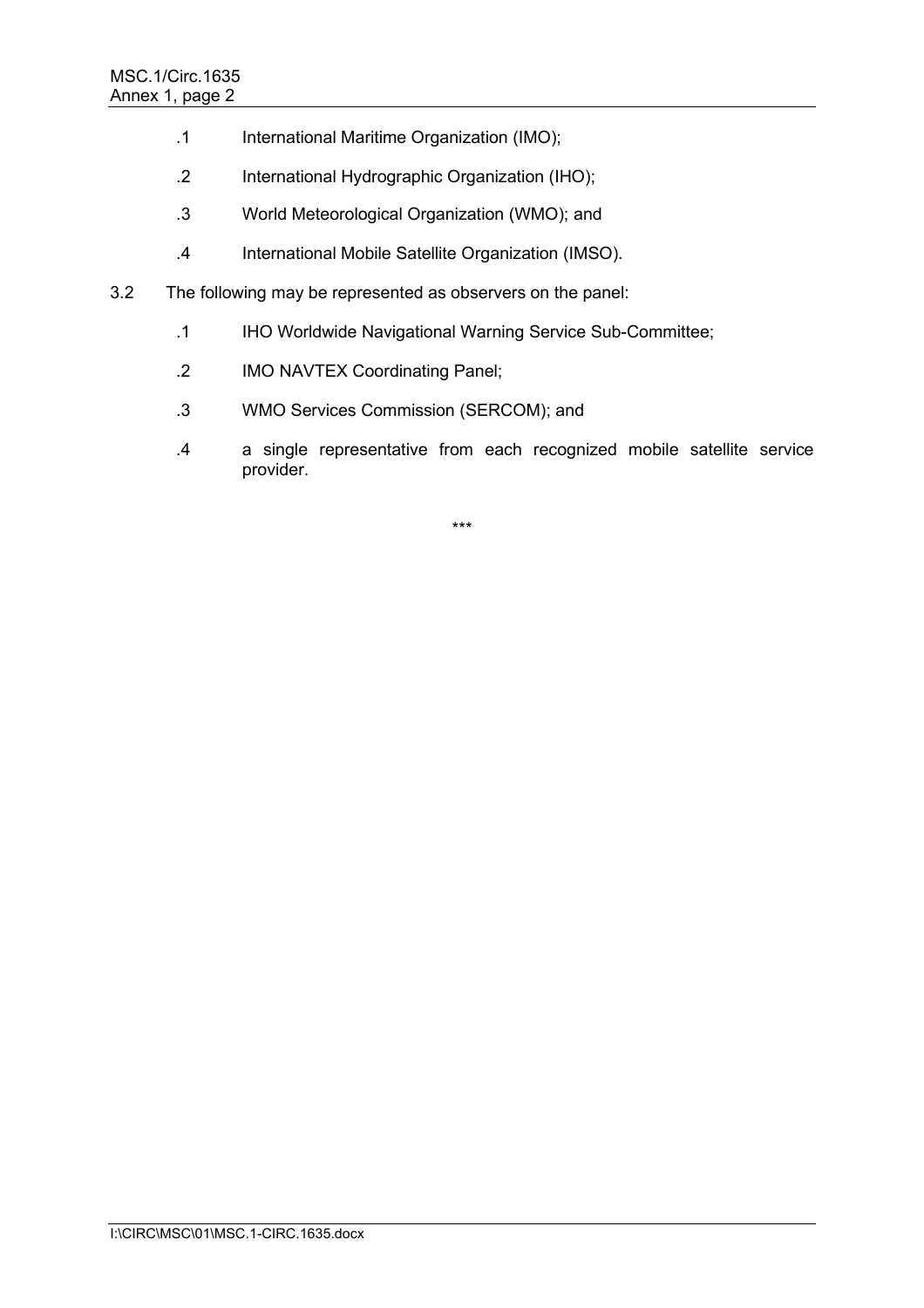.1 International Maritime Organization (IMO);

.2 International Hydrographic Organization (IHO);

.3 World Meteorological Organization (WMO); and

.4 International Mobile Satellite Organization (IMSO).

3.2 The following may be represented as observers on the panel:

.1 IHO Worldwide Navigational Warning Service Sub-Committee;

.2 IMO NAVTEX Coordinating Panel;

.3 WMO Services Commission (SERCOM); and

.4 a single representative from each recognized mobile satellite service provider.

***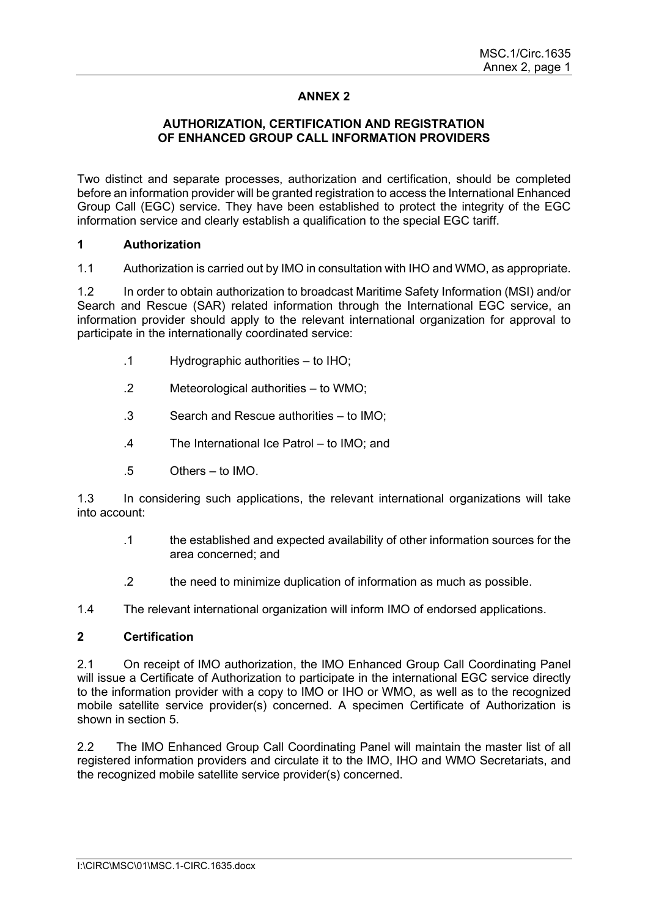# ANNEX 2

## AUTHORIZATION, CERTIFICATION AND REGISTRATION OF ENHANCED GROUP CALL INFORMATION PROVIDERS

Two distinct and separate processes, authorization and certification, should be completed before an information provider will be granted registration to access the International Enhanced Group Call (EGC) service. They have been established to protect the integrity of the EGC information service and clearly establish a qualification to the special EGC tariff.

### 1 Authorization

1.1 Authorization is carried out by IMO in consultation with IHO and WMO, as appropriate.

1.2 In order to obtain authorization to broadcast Maritime Safety Information (MSI) and/or Search and Rescue (SAR) related information through the International EGC service, an information provider should apply to the relevant international organization for approval to participate in the internationally coordinated service:

.1 Hydrographic authorities – to IHO;

.2 Meteorological authorities – to WMO;

.3 Search and Rescue authorities – to IMO;

.4 The International Ice Patrol – to IMO; and

.5 Others – to IMO.

1.3 In considering such applications, the relevant international organizations will take into account:

.1 the established and expected availability of other information sources for the area concerned; and

.2 the need to minimize duplication of information as much as possible.

1.4 The relevant international organization will inform IMO of endorsed applications.

### 2 Certification

2.1 On receipt of IMO authorization, the IMO Enhanced Group Call Coordinating Panel will issue a Certificate of Authorization to participate in the international EGC service directly to the information provider with a copy to IMO or IHO or WMO, as well as to the recognized mobile satellite service provider(s) concerned. A specimen Certificate of Authorization is shown in section 5.

2.2 The IMO Enhanced Group Call Coordinating Panel will maintain the master list of all registered information providers and circulate it to the IMO, IHO and WMO Secretariats, and the recognized mobile satellite service provider(s) concerned.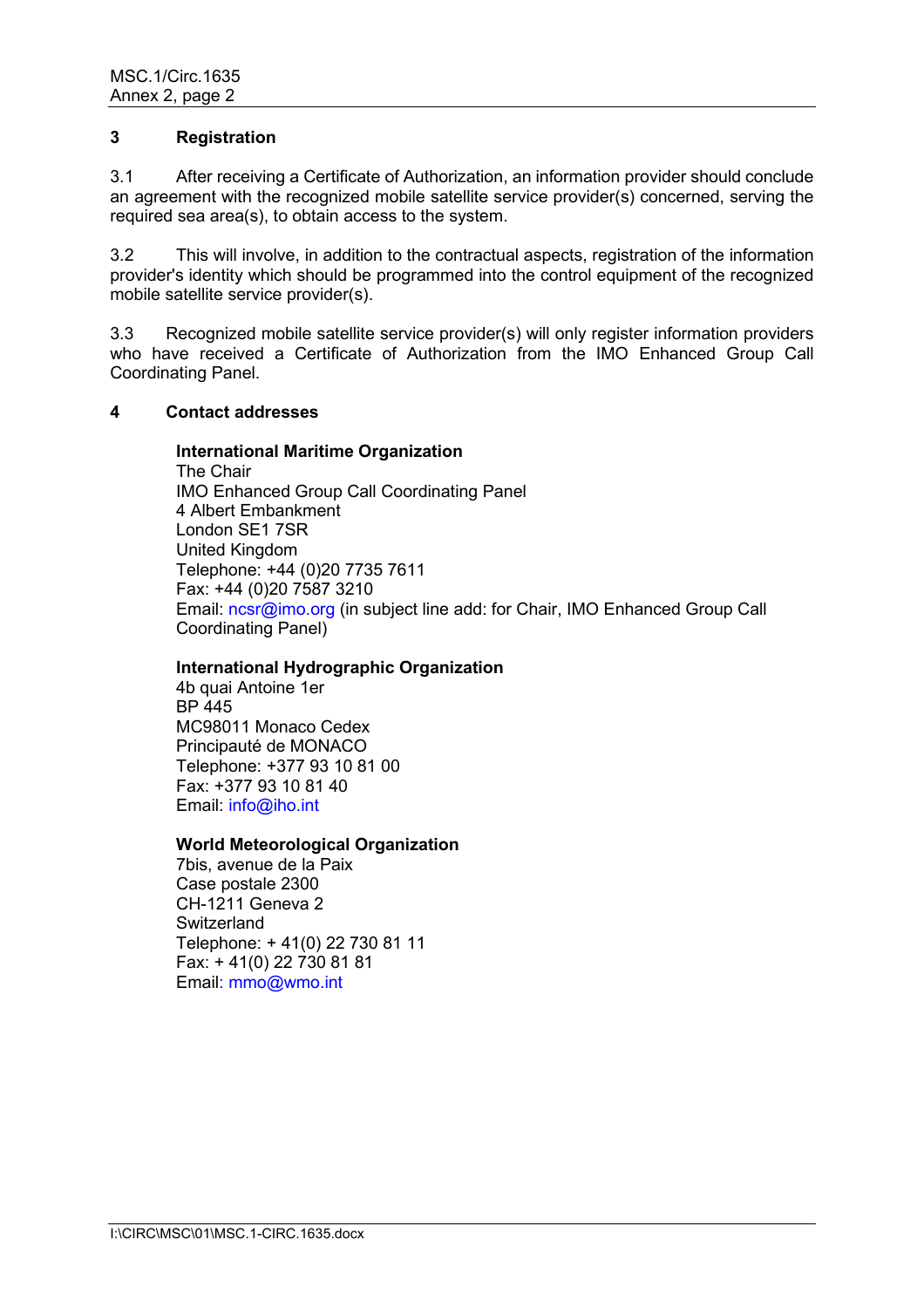## 3 Registration

3.1 After receiving a Certificate of Authorization, an information provider should conclude an agreement with the recognized mobile satellite service provider(s) concerned, serving the required sea area(s), to obtain access to the system.

3.2 This will involve, in addition to the contractual aspects, registration of the information provider's identity which should be programmed into the control equipment of the recognized mobile satellite service provider(s).

3.3 Recognized mobile satellite service provider(s) will only register information providers who have received a Certificate of Authorization from the IMO Enhanced Group Call Coordinating Panel.

## 4 Contact addresses

**International Maritime Organization**
The Chair
IMO Enhanced Group Call Coordinating Panel
4 Albert Embankment
London SE1 7SR
United Kingdom
Telephone: +44 (0)20 7735 7611
Fax: +44 (0)20 7587 3210
Email: ncsr@imo.org (in subject line add: for Chair, IMO Enhanced Group Call Coordinating Panel)

**International Hydrographic Organization**
4b quai Antoine 1er
BP 445
MC98011 Monaco Cedex
Principauté de MONACO
Telephone: +377 93 10 81 00
Fax: +377 93 10 81 40
Email: info@iho.int

**World Meteorological Organization**
7bis, avenue de la Paix
Case postale 2300
CH-1211 Geneva 2
Switzerland
Telephone: + 41(0) 22 730 81 11
Fax: + 41(0) 22 730 81 81
Email: mmo@wmo.int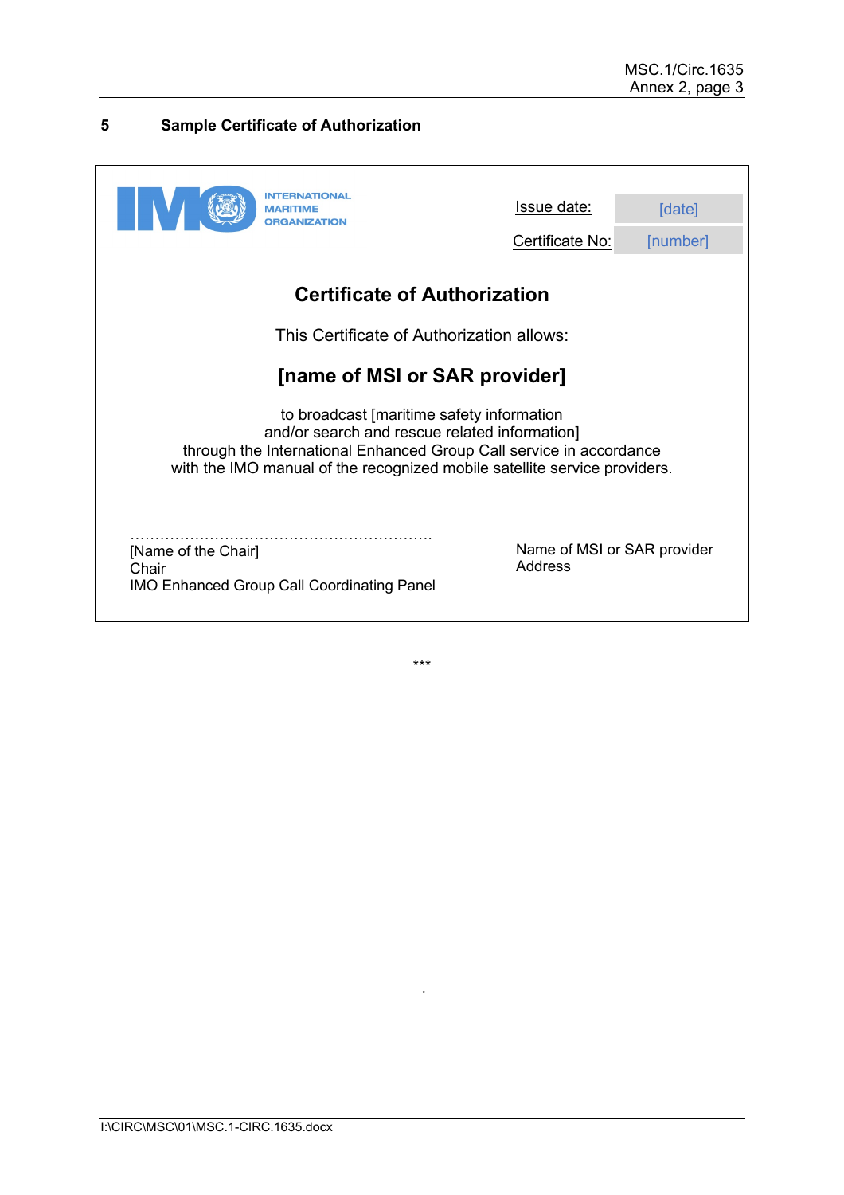## 5 Sample Certificate of Authorization

INTERNATIONAL MARITIME ORGANIZATION

| Issue date: | [date] |
| --- | --- |
| Certificate No: | [number] |

**Certificate of Authorization**

This Certificate of Authorization allows:

**[name of MSI or SAR provider]**

to broadcast [maritime safety information
and/or search and rescue related information]
through the International Enhanced Group Call service in accordance
with the IMO manual of the recognized mobile satellite service providers.

…………………………………………………….
[Name of the Chair]
Chair
IMO Enhanced Group Call Coordinating Panel

Name of MSI or SAR provider
Address

\*\*\*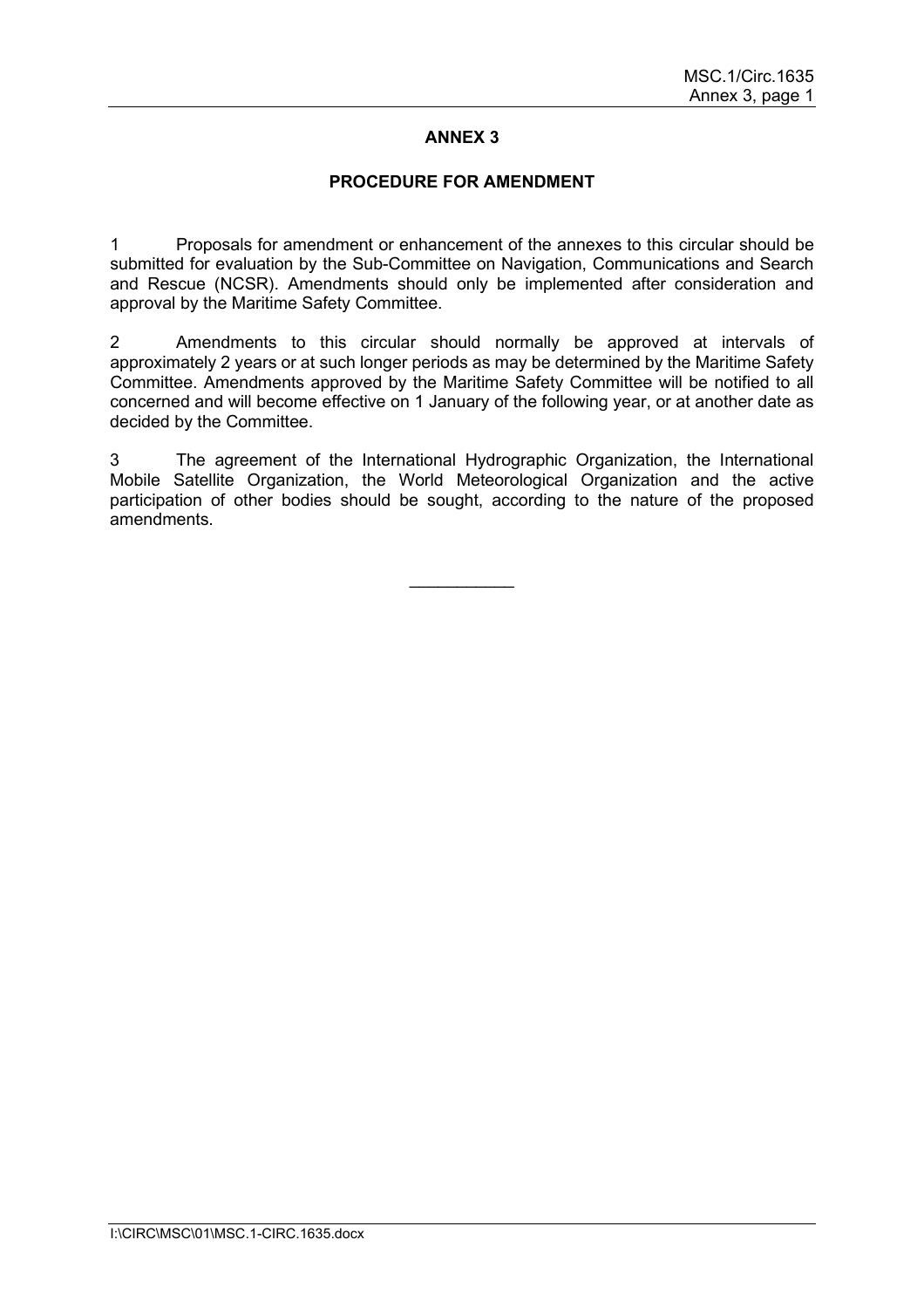## ANNEX 3

### PROCEDURE FOR AMENDMENT

1 Proposals for amendment or enhancement of the annexes to this circular should be submitted for evaluation by the Sub-Committee on Navigation, Communications and Search and Rescue (NCSR). Amendments should only be implemented after consideration and approval by the Maritime Safety Committee.

2 Amendments to this circular should normally be approved at intervals of approximately 2 years or at such longer periods as may be determined by the Maritime Safety Committee. Amendments approved by the Maritime Safety Committee will be notified to all concerned and will become effective on 1 January of the following year, or at another date as decided by the Committee.

3 The agreement of the International Hydrographic Organization, the International Mobile Satellite Organization, the World Meteorological Organization and the active participation of other bodies should be sought, according to the nature of the proposed amendments.

___________